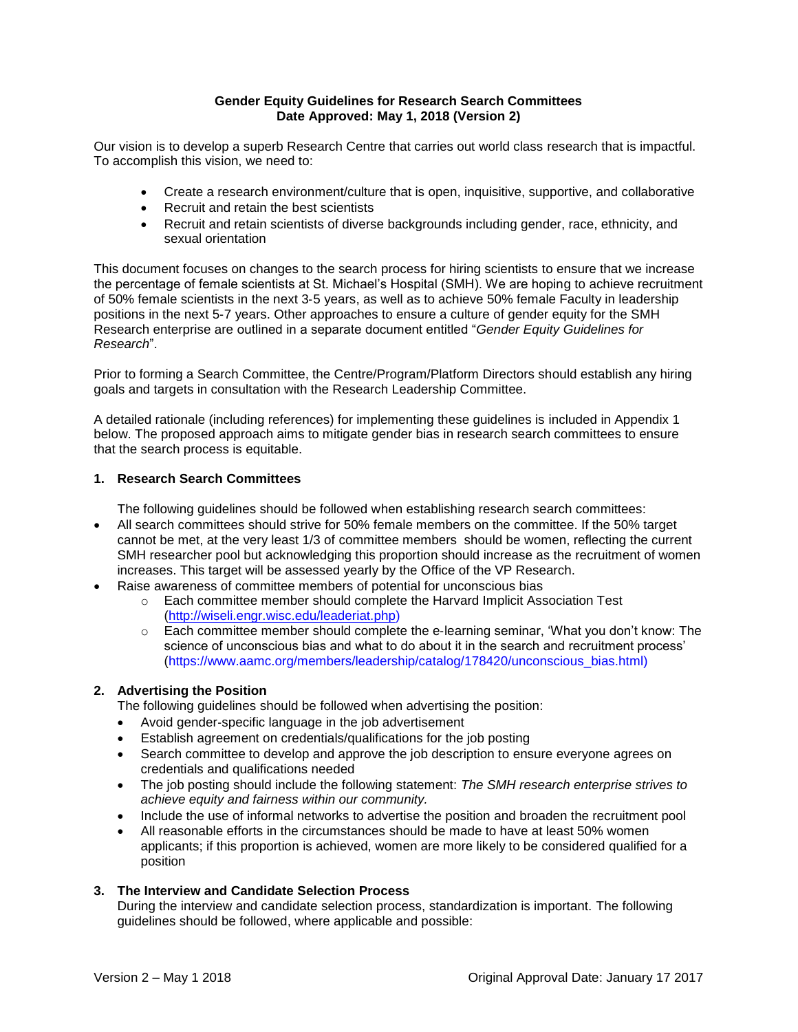**Gender Equity Guidelines for Research Search Committees**
**Date Approved: May 1, 2018 (Version 2)**

Our vision is to develop a superb Research Centre that carries out world class research that is impactful. To accomplish this vision, we need to:

- Create a research environment/culture that is open, inquisitive, supportive, and collaborative
- Recruit and retain the best scientists
- Recruit and retain scientists of diverse backgrounds including gender, race, ethnicity, and sexual orientation

This document focuses on changes to the search process for hiring scientists to ensure that we increase the percentage of female scientists at St. Michael's Hospital (SMH). We are hoping to achieve recruitment of 50% female scientists in the next 3-5 years, as well as to achieve 50% female Faculty in leadership positions in the next 5-7 years. Other approaches to ensure a culture of gender equity for the SMH Research enterprise are outlined in a separate document entitled "*Gender Equity Guidelines for Research*".

Prior to forming a Search Committee, the Centre/Program/Platform Directors should establish any hiring goals and targets in consultation with the Research Leadership Committee.

A detailed rationale (including references) for implementing these guidelines is included in Appendix 1 below. The proposed approach aims to mitigate gender bias in research search committees to ensure that the search process is equitable.

## 1. Research Search Committees

The following guidelines should be followed when establishing research search committees:

- All search committees should strive for 50% female members on the committee. If the 50% target cannot be met, at the very least 1/3 of committee members should be women, reflecting the current SMH researcher pool but acknowledging this proportion should increase as the recruitment of women increases. This target will be assessed yearly by the Office of the VP Research.
- Raise awareness of committee members of potential for unconscious bias
  - Each committee member should complete the Harvard Implicit Association Test (http://wiseli.engr.wisc.edu/leaderiat.php)
  - Each committee member should complete the e-learning seminar, 'What you don't know: The science of unconscious bias and what to do about it in the search and recruitment process' (https://www.aamc.org/members/leadership/catalog/178420/unconscious_bias.html)

## 2. Advertising the Position

The following guidelines should be followed when advertising the position:

- Avoid gender-specific language in the job advertisement
- Establish agreement on credentials/qualifications for the job posting
- Search committee to develop and approve the job description to ensure everyone agrees on credentials and qualifications needed
- The job posting should include the following statement: *The SMH research enterprise strives to achieve equity and fairness within our community.*
- Include the use of informal networks to advertise the position and broaden the recruitment pool
- All reasonable efforts in the circumstances should be made to have at least 50% women applicants; if this proportion is achieved, women are more likely to be considered qualified for a position

## 3. The Interview and Candidate Selection Process

During the interview and candidate selection process, standardization is important. The following guidelines should be followed, where applicable and possible: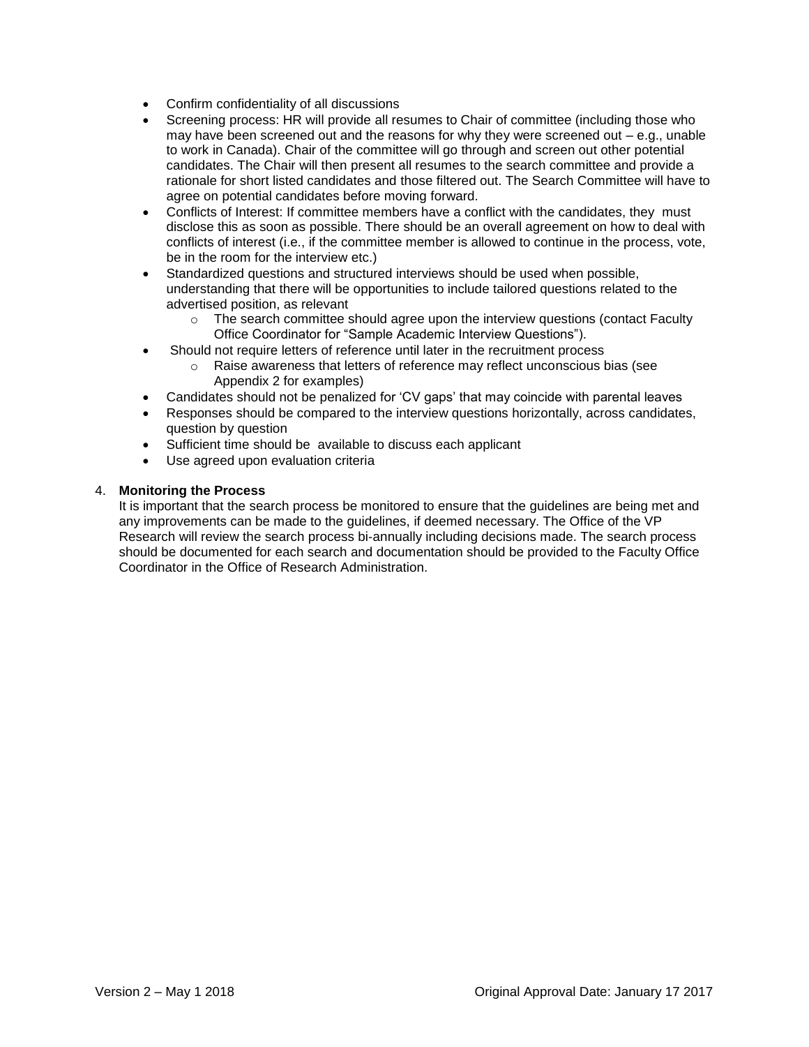- Confirm confidentiality of all discussions
- Screening process: HR will provide all resumes to Chair of committee (including those who may have been screened out and the reasons for why they were screened out – e.g., unable to work in Canada). Chair of the committee will go through and screen out other potential candidates. The Chair will then present all resumes to the search committee and provide a rationale for short listed candidates and those filtered out. The Search Committee will have to agree on potential candidates before moving forward.
- Conflicts of Interest: If committee members have a conflict with the candidates, they must disclose this as soon as possible. There should be an overall agreement on how to deal with conflicts of interest (i.e., if the committee member is allowed to continue in the process, vote, be in the room for the interview etc.)
- Standardized questions and structured interviews should be used when possible, understanding that there will be opportunities to include tailored questions related to the advertised position, as relevant
    - The search committee should agree upon the interview questions (contact Faculty Office Coordinator for "Sample Academic Interview Questions").
- Should not require letters of reference until later in the recruitment process
    - Raise awareness that letters of reference may reflect unconscious bias (see Appendix 2 for examples)
- Candidates should not be penalized for 'CV gaps' that may coincide with parental leaves
- Responses should be compared to the interview questions horizontally, across candidates, question by question
- Sufficient time should be available to discuss each applicant
- Use agreed upon evaluation criteria

4. **Monitoring the Process**

   It is important that the search process be monitored to ensure that the guidelines are being met and any improvements can be made to the guidelines, if deemed necessary. The Office of the VP Research will review the search process bi-annually including decisions made. The search process should be documented for each search and documentation should be provided to the Faculty Office Coordinator in the Office of Research Administration.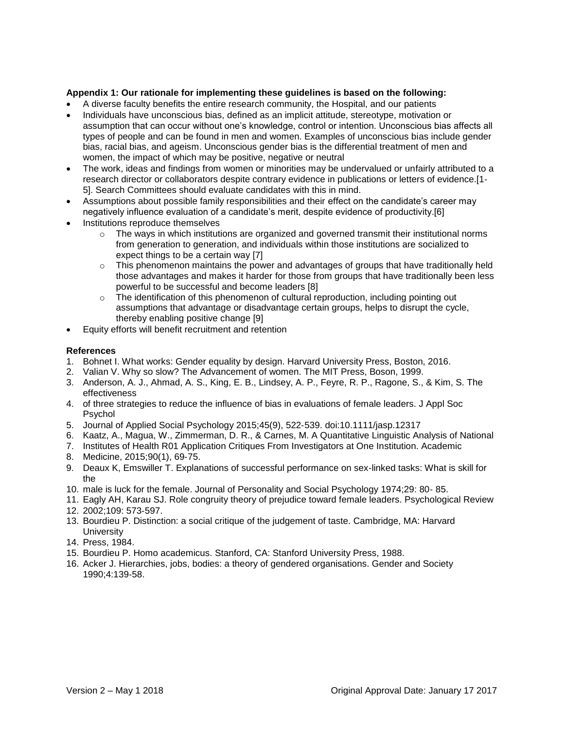**Appendix 1: Our rationale for implementing these guidelines is based on the following:**

- A diverse faculty benefits the entire research community, the Hospital, and our patients
- Individuals have unconscious bias, defined as an implicit attitude, stereotype, motivation or assumption that can occur without one's knowledge, control or intention. Unconscious bias affects all types of people and can be found in men and women. Examples of unconscious bias include gender bias, racial bias, and ageism. Unconscious gender bias is the differential treatment of men and women, the impact of which may be positive, negative or neutral
- The work, ideas and findings from women or minorities may be undervalued or unfairly attributed to a research director or collaborators despite contrary evidence in publications or letters of evidence.[1-5]. Search Committees should evaluate candidates with this in mind.
- Assumptions about possible family responsibilities and their effect on the candidate's career may negatively influence evaluation of a candidate's merit, despite evidence of productivity.[6]
- Institutions reproduce themselves
  - The ways in which institutions are organized and governed transmit their institutional norms from generation to generation, and individuals within those institutions are socialized to expect things to be a certain way [7]
  - This phenomenon maintains the power and advantages of groups that have traditionally held those advantages and makes it harder for those from groups that have traditionally been less powerful to be successful and become leaders [8]
  - The identification of this phenomenon of cultural reproduction, including pointing out assumptions that advantage or disadvantage certain groups, helps to disrupt the cycle, thereby enabling positive change [9]
- Equity efforts will benefit recruitment and retention

**References**

1. Bohnet I. What works: Gender equality by design. Harvard University Press, Boston, 2016.
2. Valian V. Why so slow? The Advancement of women. The MIT Press, Boson, 1999.
3. Anderson, A. J., Ahmad, A. S., King, E. B., Lindsey, A. P., Feyre, R. P., Ragone, S., & Kim, S. The effectiveness
4. of three strategies to reduce the influence of bias in evaluations of female leaders. J Appl Soc Psychol
5. Journal of Applied Social Psychology 2015;45(9), 522-539. doi:10.1111/jasp.12317
6. Kaatz, A., Magua, W., Zimmerman, D. R., & Carnes, M. A Quantitative Linguistic Analysis of National
7. Institutes of Health R01 Application Critiques From Investigators at One Institution. Academic
8. Medicine, 2015;90(1), 69-75.
9. Deaux K, Emswiller T. Explanations of successful performance on sex-linked tasks: What is skill for the
10. male is luck for the female. Journal of Personality and Social Psychology 1974;29: 80- 85.
11. Eagly AH, Karau SJ. Role congruity theory of prejudice toward female leaders. Psychological Review
12. 2002;109: 573-597.
13. Bourdieu P. Distinction: a social critique of the judgement of taste. Cambridge, MA: Harvard University
14. Press, 1984.
15. Bourdieu P. Homo academicus. Stanford, CA: Stanford University Press, 1988.
16. Acker J. Hierarchies, jobs, bodies: a theory of gendered organisations. Gender and Society 1990;4:139-58.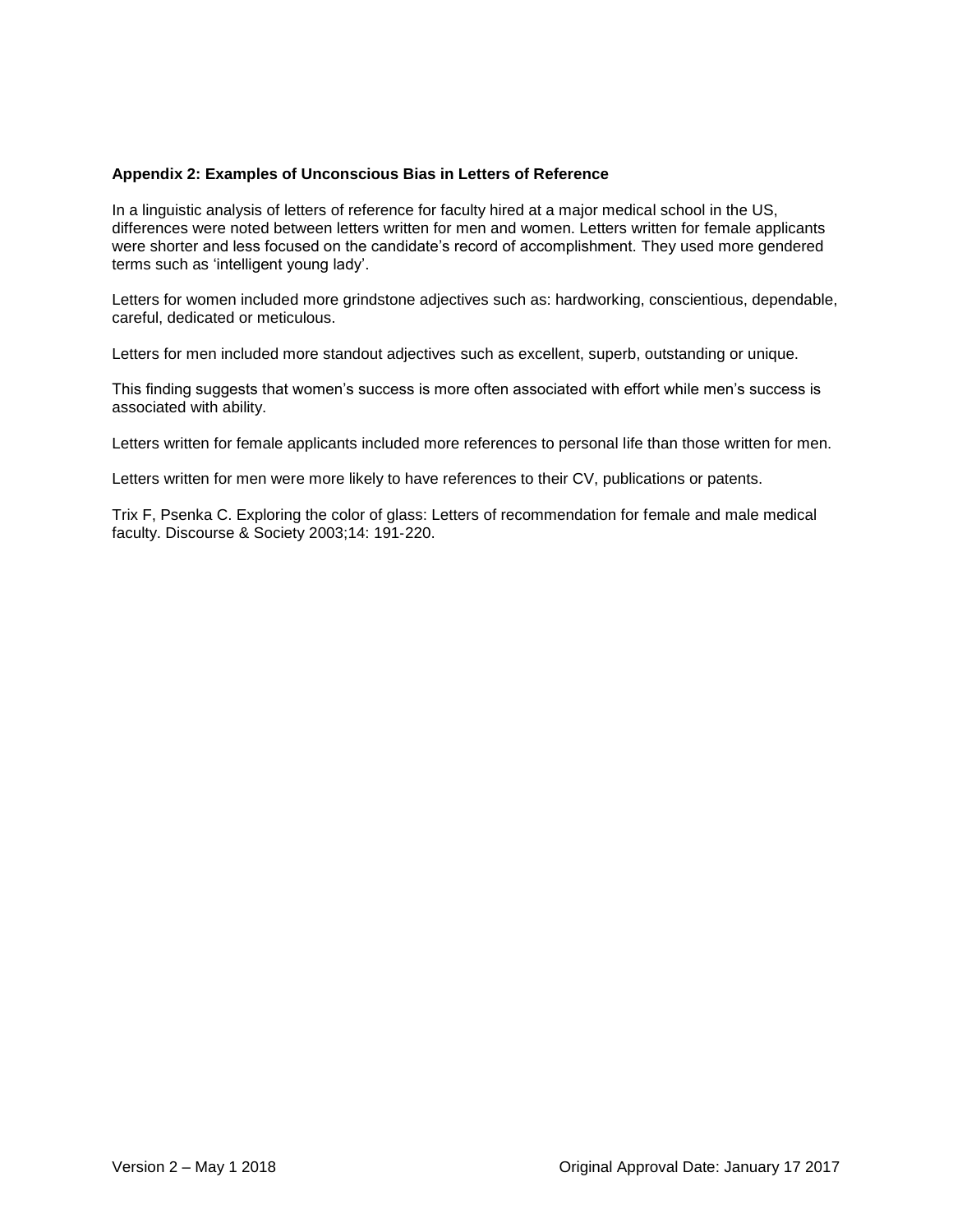**Appendix 2: Examples of Unconscious Bias in Letters of Reference**

In a linguistic analysis of letters of reference for faculty hired at a major medical school in the US, differences were noted between letters written for men and women. Letters written for female applicants were shorter and less focused on the candidate's record of accomplishment. They used more gendered terms such as 'intelligent young lady'.

Letters for women included more grindstone adjectives such as: hardworking, conscientious, dependable, careful, dedicated or meticulous.

Letters for men included more standout adjectives such as excellent, superb, outstanding or unique.

This finding suggests that women's success is more often associated with effort while men's success is associated with ability.

Letters written for female applicants included more references to personal life than those written for men.

Letters written for men were more likely to have references to their CV, publications or patents.

Trix F, Psenka C. Exploring the color of glass: Letters of recommendation for female and male medical faculty. Discourse & Society 2003;14: 191-220.